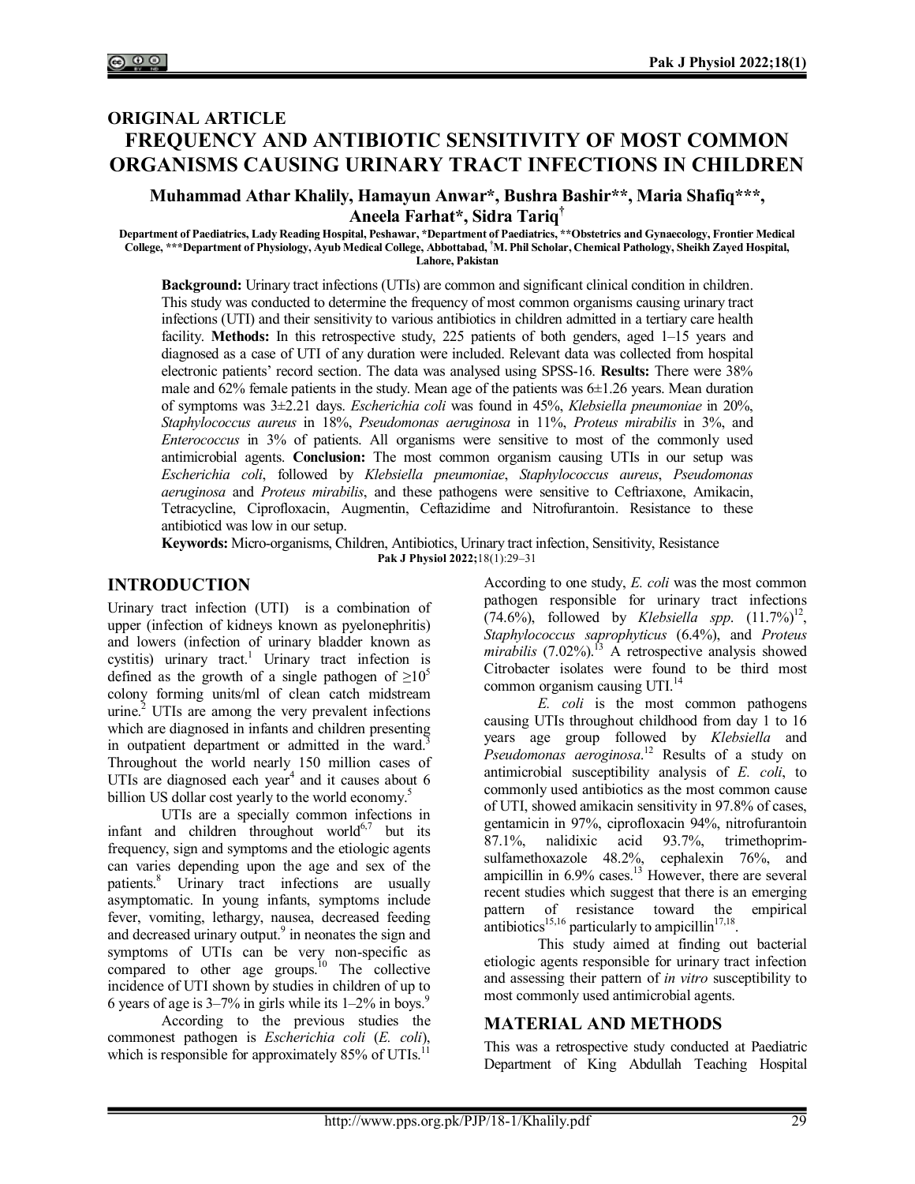ORIGINAL ARTICLE

# FREQUENCY AND ANTIBIOTIC SENSITIVITY OF MOST COMMON ORGANISMS CAUSING URINARY TRACT INFECTIONS IN CHILDREN

**Muhammad Athar Khalily, Hamayun Anwar\*, Bushra Bashir\*\*, Maria Shafiq\*\*\*, Aneela Farhat\*, Sidra Tariq†**

Department of Paediatrics, Lady Reading Hospital, Peshawar, \*Department of Paediatrics, \*\*Obstetrics and Gynaecology, Frontier Medical College, \*\*\*Department of Physiology, Ayub Medical College, Abbottabad, †M. Phil Scholar, Chemical Pathology, Sheikh Zayed Hospital, Lahore, Pakistan

**Background:** Urinary tract infections (UTIs) are common and significant clinical condition in children. This study was conducted to determine the frequency of most common organisms causing urinary tract infections (UTI) and their sensitivity to various antibiotics in children admitted in a tertiary care health facility. **Methods:** In this retrospective study, 225 patients of both genders, aged 1–15 years and diagnosed as a case of UTI of any duration were included. Relevant data was collected from hospital electronic patients' record section. The data was analysed using SPSS-16. **Results:** There were 38% male and 62% female patients in the study. Mean age of the patients was 6±1.26 years. Mean duration of symptoms was 3±2.21 days. *Escherichia coli* was found in 45%, *Klebsiella pneumoniae* in 20%, *Staphylococcus aureus* in 18%, *Pseudomonas aeruginosa* in 11%, *Proteus mirabilis* in 3%, and *Enterococcus* in 3% of patients. All organisms were sensitive to most of the commonly used antimicrobial agents. **Conclusion:** The most common organism causing UTIs in our setup was *Escherichia coli*, followed by *Klebsiella pneumoniae*, *Staphylococcus aureus*, *Pseudomonas aeruginosa* and *Proteus mirabilis*, and these pathogens were sensitive to Ceftriaxone, Amikacin, Tetracycline, Ciprofloxacin, Augmentin, Ceftazidime and Nitrofurantoin. Resistance to these antibioticd was low in our setup.

**Keywords:** Micro-organisms, Children, Antibiotics, Urinary tract infection, Sensitivity, Resistance

Pak J Physiol 2022;18(1):29–31

## INTRODUCTION

Urinary tract infection (UTI) is a combination of upper (infection of kidneys known as pyelonephritis) and lowers (infection of urinary bladder known as cystitis) urinary tract.[1] Urinary tract infection is defined as the growth of a single pathogen of $\geq 10^5$ colony forming units/ml of clean catch midstream urine.[2] UTIs are among the very prevalent infections which are diagnosed in infants and children presenting in outpatient department or admitted in the ward.[3] Throughout the world nearly 150 million cases of UTIs are diagnosed each year[4] and it causes about 6 billion US dollar cost yearly to the world economy.[5]

UTIs are a specially common infections in infant and children throughout world[6,7] but its frequency, sign and symptoms and the etiologic agents can varies depending upon the age and sex of the patients.[8] Urinary tract infections are usually asymptomatic. In young infants, symptoms include fever, vomiting, lethargy, nausea, decreased feeding and decreased urinary output.[9] in neonates the sign and symptoms of UTIs can be very non-specific as compared to other age groups.[10] The collective incidence of UTI shown by studies in children of up to 6 years of age is 3–7% in girls while its 1–2% in boys.[9]

According to the previous studies the commonest pathogen is *Escherichia coli* (*E. coli*), which is responsible for approximately 85% of UTIs.[11] According to one study, *E. coli* was the most common pathogen responsible for urinary tract infections (74.6%), followed by *Klebsiella spp.* (11.7%)[12], *Staphylococcus saprophyticus* (6.4%), and *Proteus mirabilis* (7.02%).[13] A retrospective analysis showed Citrobacter isolates were found to be third most common organism causing UTI.[14]

*E. coli* is the most common pathogens causing UTIs throughout childhood from day 1 to 16 years age group followed by *Klebsiella* and *Pseudomonas aeroginosa*.[12] Results of a study on antimicrobial susceptibility analysis of *E. coli*, to commonly used antibiotics as the most common cause of UTI, showed amikacin sensitivity in 97.8% of cases, gentamicin in 97%, ciprofloxacin 94%, nitrofurantoin 87.1%, nalidixic acid 93.7%, trimethoprim-sulfamethoxazole 48.2%, cephalexin 76%, and ampicillin in 6.9% cases.[13] However, there are several recent studies which suggest that there is an emerging pattern of resistance toward the empirical antibiotics[15,16] particularly to ampicillin[17,18].

This study aimed at finding out bacterial etiologic agents responsible for urinary tract infection and assessing their pattern of *in vitro* susceptibility to most commonly used antimicrobial agents.

## MATERIAL AND METHODS

This was a retrospective study conducted at Paediatric Department of King Abdullah Teaching Hospital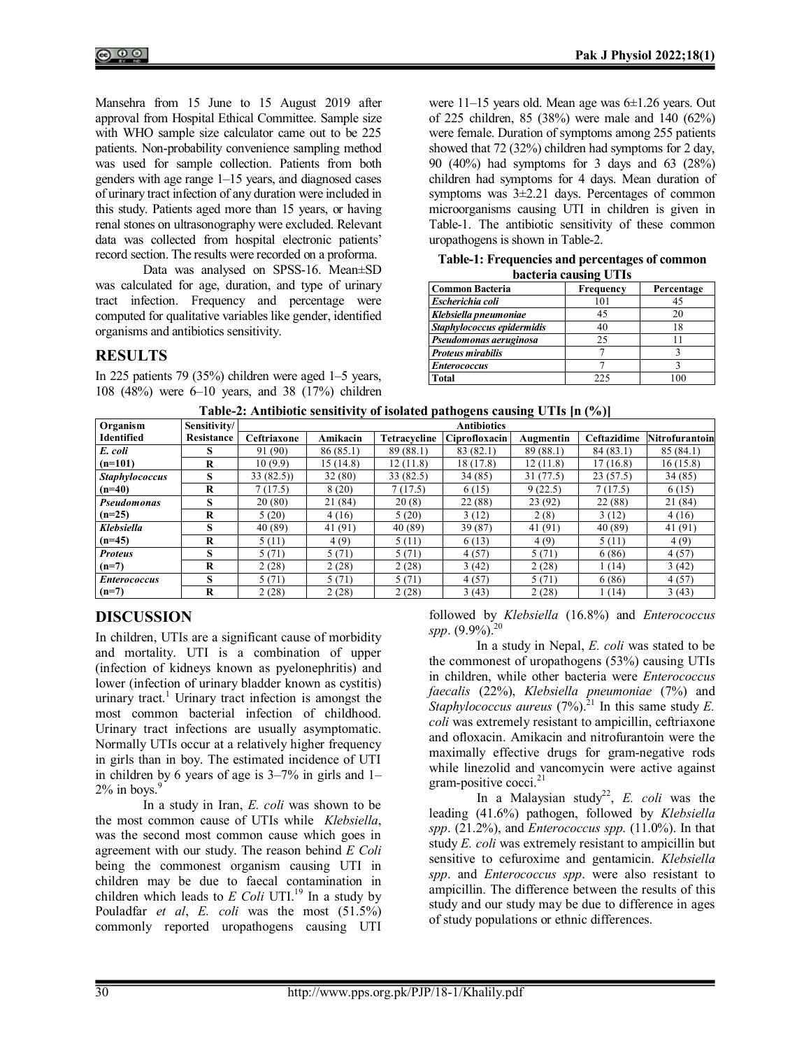Mansehra from 15 June to 15 August 2019 after approval from Hospital Ethical Committee. Sample size with WHO sample size calculator came out to be 225 patients. Non-probability convenience sampling method was used for sample collection. Patients from both genders with age range 1–15 years, and diagnosed cases of urinary tract infection of any duration were included in this study. Patients aged more than 15 years, or having renal stones on ultrasonography were excluded. Relevant data was collected from hospital electronic patients' record section. The results were recorded on a proforma.

Data was analysed on SPSS-16. Mean±SD was calculated for age, duration, and type of urinary tract infection. Frequency and percentage were computed for qualitative variables like gender, identified organisms and antibiotics sensitivity.

## RESULTS

In 225 patients 79 (35%) children were aged 1–5 years, 108 (48%) were 6–10 years, and 38 (17%) children were 11–15 years old. Mean age was 6±1.26 years. Out of 225 children, 85 (38%) were male and 140 (62%) were female. Duration of symptoms among 255 patients showed that 72 (32%) children had symptoms for 2 day, 90 (40%) had symptoms for 3 days and 63 (28%) children had symptoms for 4 days. Mean duration of symptoms was 3±2.21 days. Percentages of common microorganisms causing UTI in children is given in Table-1. The antibiotic sensitivity of these common uropathogens is shown in Table-2.

**Table-1: Frequencies and percentages of common bacteria causing UTIs**

| Common Bacteria | Frequency | Percentage |
|---|---|---|
| *Escherichia coli* | 101 | 45 |
| *Klebsiella pneumoniae* | 45 | 20 |
| *Staphylococcus epidermidis* | 40 | 18 |
| *Pseudomonas aeruginosa* | 25 | 11 |
| *Proteus mirabilis* | 7 | 3 |
| *Enterococcus* | 7 | 3 |
| **Total** | 225 | 100 |

**Table-2: Antibiotic sensitivity of isolated pathogens causing UTIs [n (%)]**

| Organism Identified | Sensitivity/ Resistance | Antibiotics | | | | | | |
|---|---|---|---|---|---|---|---|---|
| | | Ceftriaxone | Amikacin | Tetracycline | Ciprofloxacin | Augmentin | Ceftazidime | Nitrofurantoin |
| *E. coli* | S | 91 (90) | 86 (85.1) | 89 (88.1) | 83 (82.1) | 89 (88.1) | 84 (83.1) | 85 (84.1) |
| (n=101) | R | 10 (9.9) | 15 (14.8) | 12 (11.8) | 18 (17.8) | 12 (11.8) | 17 (16.8) | 16 (15.8) |
| *Staphylococcus* | S | 33 (82.5)) | 32 (80) | 33 (82.5) | 34 (85) | 31 (77.5) | 23 (57.5) | 34 (85) |
| (n=40) | R | 7 (17.5) | 8 (20) | 7 (17.5) | 6 (15) | 9 (22.5) | 7 (17.5) | 6 (15) |
| *Pseudomonas* | S | 20 (80) | 21 (84) | 20 (8) | 22 (88) | 23 (92) | 22 (88) | 21 (84) |
| (n=25) | R | 5 (20) | 4 (16) | 5 (20) | 3 (12) | 2 (8) | 3 (12) | 4 (16) |
| *Klebsiella* | S | 40 (89) | 41 (91) | 40 (89) | 39 (87) | 41 (91) | 40 (89) | 41 (91) |
| (n=45) | R | 5 (11) | 4 (9) | 5 (11) | 6 (13) | 4 (9) | 5 (11) | 4 (9) |
| *Proteus* | S | 5 (71) | 5 (71) | 5 (71) | 4 (57) | 5 (71) | 6 (86) | 4 (57) |
| (n=7) | R | 2 (28) | 2 (28) | 2 (28) | 3 (42) | 2 (28) | 1 (14) | 3 (42) |
| *Enterococcus* | S | 5 (71) | 5 (71) | 5 (71) | 4 (57) | 5 (71) | 6 (86) | 4 (57) |
| (n=7) | R | 2 (28) | 2 (28) | 2 (28) | 3 (43) | 2 (28) | 1 (14) | 3 (43) |

## DISCUSSION

In children, UTIs are a significant cause of morbidity and mortality. UTI is a combination of upper (infection of kidneys known as pyelonephritis) and lower (infection of urinary bladder known as cystitis) urinary tract.[1] Urinary tract infection is amongst the most common bacterial infection of childhood. Urinary tract infections are usually asymptomatic. Normally UTIs occur at a relatively higher frequency in girls than in boy. The estimated incidence of UTI in children by 6 years of age is 3–7% in girls and 1–2% in boys.[9]

In a study in Iran, *E. coli* was shown to be the most common cause of UTIs while *Klebsiella*, was the second most common cause which goes in agreement with our study. The reason behind *E Coli* being the commonest organism causing UTI in children may be due to faecal contamination in children which leads to *E Coli* UTI.[19] In a study by Pouladfar *et al*, *E. coli* was the most (51.5%) commonly reported uropathogens causing UTI followed by *Klebsiella* (16.8%) and *Enterococcus spp*. (9.9%).[20]

In a study in Nepal, *E. coli* was stated to be the commonest of uropathogens (53%) causing UTIs in children, while other bacteria were *Enterococcus faecalis* (22%), *Klebsiella pneumoniae* (7%) and *Staphylococcus aureus* (7%).[21] In this same study *E. coli* was extremely resistant to ampicillin, ceftriaxone and ofloxacin. Amikacin and nitrofurantoin were the maximally effective drugs for gram-negative rods while linezolid and vancomycin were active against gram-positive cocci.[21]

In a Malaysian study[22], *E. coli* was the leading (41.6%) pathogen, followed by *Klebsiella spp*. (21.2%), and *Enterococcus spp.* (11.0%). In that study *E. coli* was extremely resistant to ampicillin but sensitive to cefuroxime and gentamicin. *Klebsiella spp*. and *Enterococcus spp*. were also resistant to ampicillin. The difference between the results of this study and our study may be due to difference in ages of study populations or ethnic differences.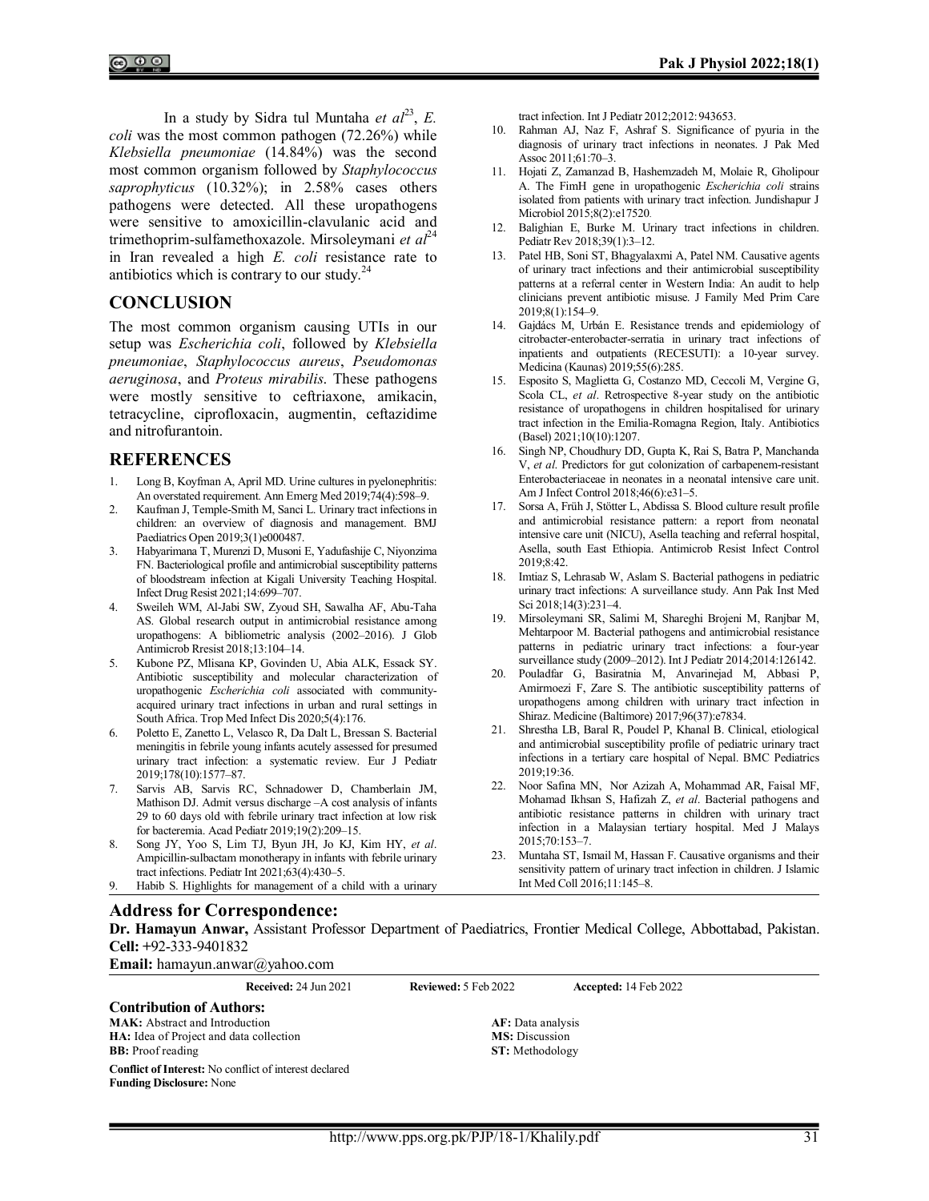In a study by Sidra tul Muntaha *et al*[23], *E. coli* was the most common pathogen (72.26%) while *Klebsiella pneumoniae* (14.84%) was the second most common organism followed by *Staphylococcus saprophyticus* (10.32%); in 2.58% cases others pathogens were detected. All these uropathogens were sensitive to amoxicillin-clavulanic acid and trimethoprim-sulfamethoxazole. Mirsoleymani *et al*[24] in Iran revealed a high *E. coli* resistance rate to antibiotics which is contrary to our study.[24]

## CONCLUSION

The most common organism causing UTIs in our setup was *Escherichia coli*, followed by *Klebsiella pneumoniae*, *Staphylococcus aureus*, *Pseudomonas aeruginosa*, and *Proteus mirabilis*. These pathogens were mostly sensitive to ceftriaxone, amikacin, tetracycline, ciprofloxacin, augmentin, ceftazidime and nitrofurantoin.

## REFERENCES

1. Long B, Koyfman A, April MD. Urine cultures in pyelonephritis: An overstated requirement. Ann Emerg Med 2019;74(4):598–9.
2. Kaufman J, Temple-Smith M, Sanci L. Urinary tract infections in children: an overview of diagnosis and management. BMJ Paediatrics Open 2019;3(1)e000487.
3. Habyarimana T, Murenzi D, Musoni E, Yadufashije C, Niyonzima FN. Bacteriological profile and antimicrobial susceptibility patterns of bloodstream infection at Kigali University Teaching Hospital. Infect Drug Resist 2021;14:699–707.
4. Sweileh WM, Al-Jabi SW, Zyoud SH, Sawalha AF, Abu-Taha AS. Global research output in antimicrobial resistance among uropathogens: A bibliometric analysis (2002–2016). J Glob Antimicrob Rresist 2018;13:104–14.
5. Kubone PZ, Mlisana KP, Govinden U, Abia ALK, Essack SY. Antibiotic susceptibility and molecular characterization of uropathogenic *Escherichia coli* associated with community-acquired urinary tract infections in urban and rural settings in South Africa. Trop Med Infect Dis 2020;5(4):176.
6. Poletto E, Zanetto L, Velasco R, Da Dalt L, Bressan S. Bacterial meningitis in febrile young infants acutely assessed for presumed urinary tract infection: a systematic review. Eur J Pediatr 2019;178(10):1577–87.
7. Sarvis AB, Sarvis RC, Schnadower D, Chamberlain JM, Mathison DJ. Admit versus discharge –A cost analysis of infants 29 to 60 days old with febrile urinary tract infection at low risk for bacteremia. Acad Pediatr 2019;19(2):209–15.
8. Song JY, Yoo S, Lim TJ, Byun JH, Jo KJ, Kim HY, *et al*. Ampicillin-sulbactam monotherapy in infants with febrile urinary tract infections. Pediatr Int 2021;63(4):430–5.
9. Habib S. Highlights for management of a child with a urinary tract infection. Int J Pediatr 2012;2012: 943653.
10. Rahman AJ, Naz F, Ashraf S. Significance of pyuria in the diagnosis of urinary tract infections in neonates. J Pak Med Assoc 2011;61:70–3.
11. Hojati Z, Zamanzad B, Hashemzadeh M, Molaie R, Gholipour A. The FimH gene in uropathogenic *Escherichia coli* strains isolated from patients with urinary tract infection. Jundishapur J Microbiol 2015;8(2):e17520.
12. Balighian E, Burke M. Urinary tract infections in children. Pediatr Rev 2018;39(1):3–12.
13. Patel HB, Soni ST, Bhagyalaxmi A, Patel NM. Causative agents of urinary tract infections and their antimicrobial susceptibility patterns at a referral center in Western India: An audit to help clinicians prevent antibiotic misuse. J Family Med Prim Care 2019;8(1):154–9.
14. Gajdács M, Urbán E. Resistance trends and epidemiology of citrobacter-enterobacter-serratia in urinary tract infections of inpatients and outpatients (RECESUTI): a 10-year survey. Medicina (Kaunas) 2019;55(6):285.
15. Esposito S, Maglietta G, Costanzo MD, Ceccoli M, Vergine G, Scola CL, *et al*. Retrospective 8-year study on the antibiotic resistance of uropathogens in children hospitalised for urinary tract infection in the Emilia-Romagna Region, Italy. Antibiotics (Basel) 2021;10(10):1207.
16. Singh NP, Choudhury DD, Gupta K, Rai S, Batra P, Manchanda V, *et al*. Predictors for gut colonization of carbapenem-resistant Enterobacteriaceae in neonates in a neonatal intensive care unit. Am J Infect Control 2018;46(6):e31–5.
17. Sorsa A, Früh J, Stötter L, Abdissa S. Blood culture result profile and antimicrobial resistance pattern: a report from neonatal intensive care unit (NICU), Asella teaching and referral hospital, Asella, south East Ethiopia. Antimicrob Resist Infect Control 2019;8:42.
18. Imtiaz S, Lehrasab W, Aslam S. Bacterial pathogens in pediatric urinary tract infections: A surveillance study. Ann Pak Inst Med Sci 2018;14(3):231–4.
19. Mirsoleymani SR, Salimi M, Shareghi Brojeni M, Ranjbar M, Mehtarpoor M. Bacterial pathogens and antimicrobial resistance patterns in pediatric urinary tract infections: a four-year surveillance study (2009–2012). Int J Pediatr 2014;2014:126142.
20. Pouladfar G, Basiratnia M, Anvarinejad M, Abbasi P, Amirmoezi F, Zare S. The antibiotic susceptibility patterns of uropathogens among children with urinary tract infection in Shiraz. Medicine (Baltimore) 2017;96(37):e7834.
21. Shrestha LB, Baral R, Poudel P, Khanal B. Clinical, etiological and antimicrobial susceptibility profile of pediatric urinary tract infections in a tertiary care hospital of Nepal. BMC Pediatrics 2019;19:36.
22. Noor Safina MN, Nor Azizah A, Mohammad AR, Faisal MF, Mohamad Ikhsan S, Hafizah Z, *et al*. Bacterial pathogens and antibiotic resistance patterns in children with urinary tract infection in a Malaysian tertiary hospital. Med J Malays 2015;70:153–7.
23. Muntaha ST, Ismail M, Hassan F. Causative organisms and their sensitivity pattern of urinary tract infection in children. J Islamic Int Med Coll 2016;11:145–8.

### Address for Correspondence:

**Dr. Hamayun Anwar,** Assistant Professor Department of Paediatrics, Frontier Medical College, Abbottabad, Pakistan. **Cell:** +92-333-9401832

**Email:** hamayun.anwar@yahoo.com

**Received:** 24 Jun 2021 **Reviewed:** 5 Feb 2022 **Accepted:** 14 Feb 2022

### Contribution of Authors:

**MAK:** Abstract and Introduction
**HA:** Idea of Project and data collection
**BB:** Proof reading
**AF:** Data analysis
**MS:** Discussion
**ST:** Methodology

**Conflict of Interest:** No conflict of interest declared
**Funding Disclosure:** None

http://www.pps.org.pk/PJP/18-1/Khalily.pdf